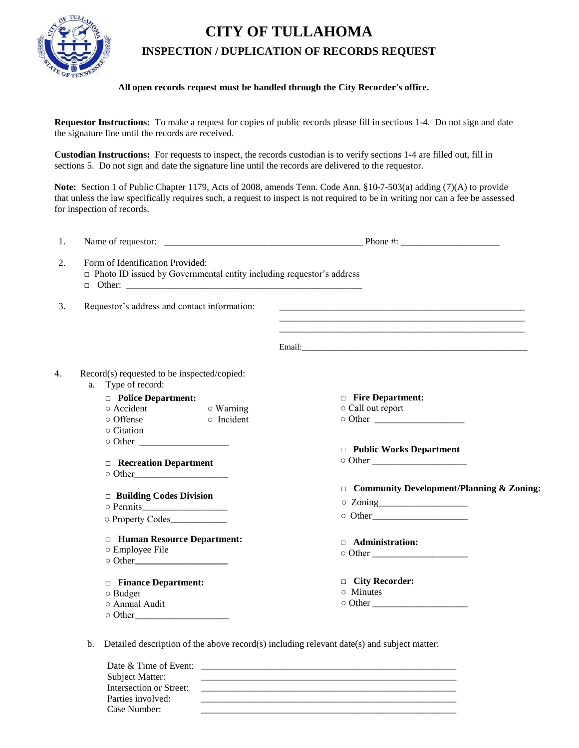# CITY OF TULLAHOMA

## INSPECTION / DUPLICATION OF RECORDS REQUEST

**All open records request must be handled through the City Recorder's office.**

**Requestor Instructions:** To make a request for copies of public records please fill in sections 1-4. Do not sign and date the signature line until the records are received.

**Custodian Instructions:** For requests to inspect, the records custodian is to verify sections 1-4 are filled out, fill in sections 5. Do not sign and date the signature line until the records are delivered to the requestor.

**Note:** Section 1 of Public Chapter 1179, Acts of 2008, amends Tenn. Code Ann. §10-7-503(a) adding (7)(A) to provide that unless the law specifically requires such, a request to inspect is not required to be in writing nor can a fee be assessed for inspection of records.

1. Name of requestor: ___________________________________________ Phone #: _____________________

2. Form of Identification Provided:
   - □ Photo ID issued by Governmental entity including requestor's address
   - □ Other: ___________________________________________________

3. Requestor's address and contact information: ________________________________________________
   ________________________________________________
   ________________________________________________
   Email: ________________________________________________

4. Record(s) requested to be inspected/copied:
   a. Type of record:

   □ **Police Department:**
   - ○ Accident
   - ○ Warning
   - ○ Offense
   - ○ Incident
   - ○ Citation
   - ○ Other ___________________

   □ **Recreation Department**
   - ○ Other___________________

   □ **Building Codes Division**
   - ○ Permits_________________
   - ○ Property Codes____________

   □ **Human Resource Department:**
   - ○ Employee File
   - ○ Other____________________

   □ **Finance Department:**
   - ○ Budget
   - ○ Annual Audit
   - ○ Other___________________

   □ **Fire Department:**
   - ○ Call out report
   - ○ Other ___________________

   □ **Public Works Department**
   - ○ Other ____________________

   □ **Community Development/Planning & Zoning:**
   - ○ Zoning___________________
   - ○ Other____________________

   □ **Administration:**
   - ○ Other ____________________

   □ **City Recorder:**
   - ○ Minutes
   - ○ Other ____________________

   b. Detailed description of the above record(s) including relevant date(s) and subject matter:

   Date & Time of Event: ________________________________________________
   Subject Matter: ________________________________________________
   Intersection or Street: ________________________________________________
   Parties involved: ________________________________________________
   Case Number: ________________________________________________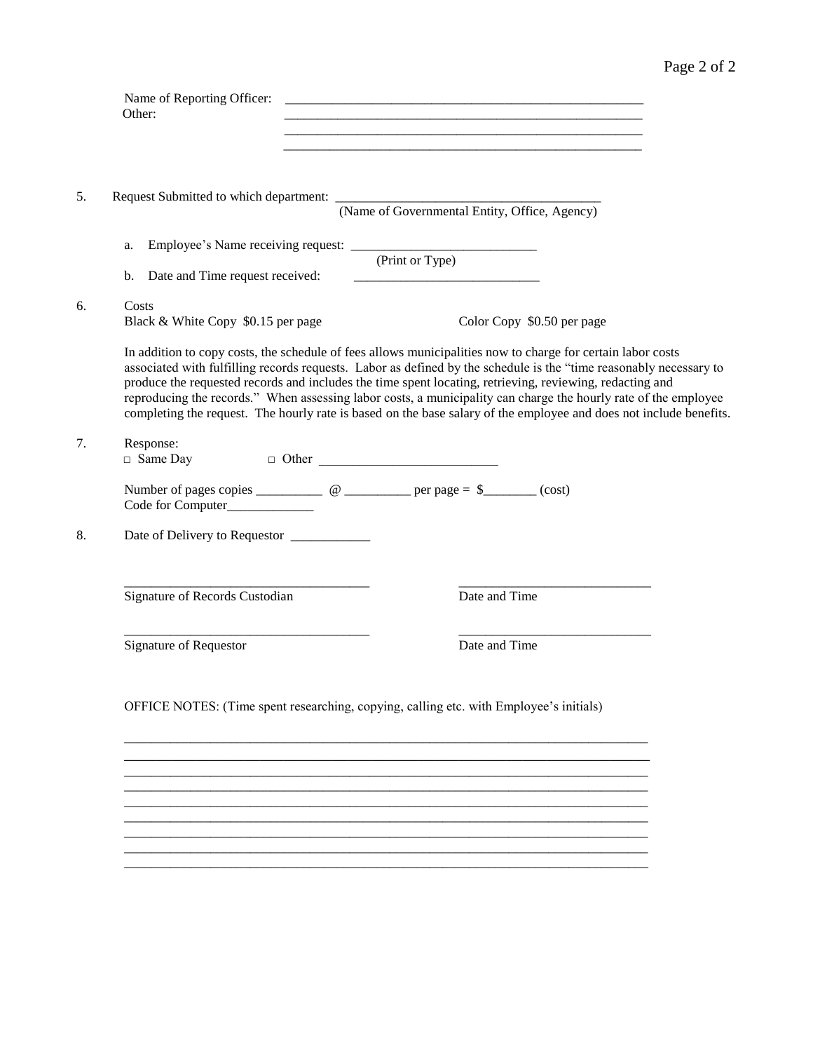Name of Reporting Officer: ______________________________________________________

Other: ______________________________________________________

______________________________________________________

______________________________________________________

5. Request Submitted to which department: ________________________________________
(Name of Governmental Entity, Office, Agency)

   a. Employee's Name receiving request: ____________________________
   (Print or Type)

   b. Date and Time request received: ____________________________

6. Costs

   Black & White Copy $0.15 per page    Color Copy $0.50 per page

   In addition to copy costs, the schedule of fees allows municipalities now to charge for certain labor costs associated with fulfilling records requests. Labor as defined by the schedule is the "time reasonably necessary to produce the requested records and includes the time spent locating, retrieving, reviewing, redacting and reproducing the records." When assessing labor costs, a municipality can charge the hourly rate of the employee completing the request. The hourly rate is based on the base salary of the employee and does not include benefits.

7. Response:

   □ Same Day    □ Other ____________________________

   Number of pages copies __________ @ __________ per page = $________ (cost)

   Code for Computer_____________

8. Date of Delivery to Requestor ____________

_____________________________________    _____________________________

Signature of Records Custodian    Date and Time

_____________________________________    _____________________________

Signature of Requestor    Date and Time

OFFICE NOTES: (Time spent researching, copying, calling etc. with Employee's initials)

______________________________________________________________________________

______________________________________________________________________________

______________________________________________________________________________

______________________________________________________________________________

______________________________________________________________________________

______________________________________________________________________________

______________________________________________________________________________

______________________________________________________________________________

______________________________________________________________________________